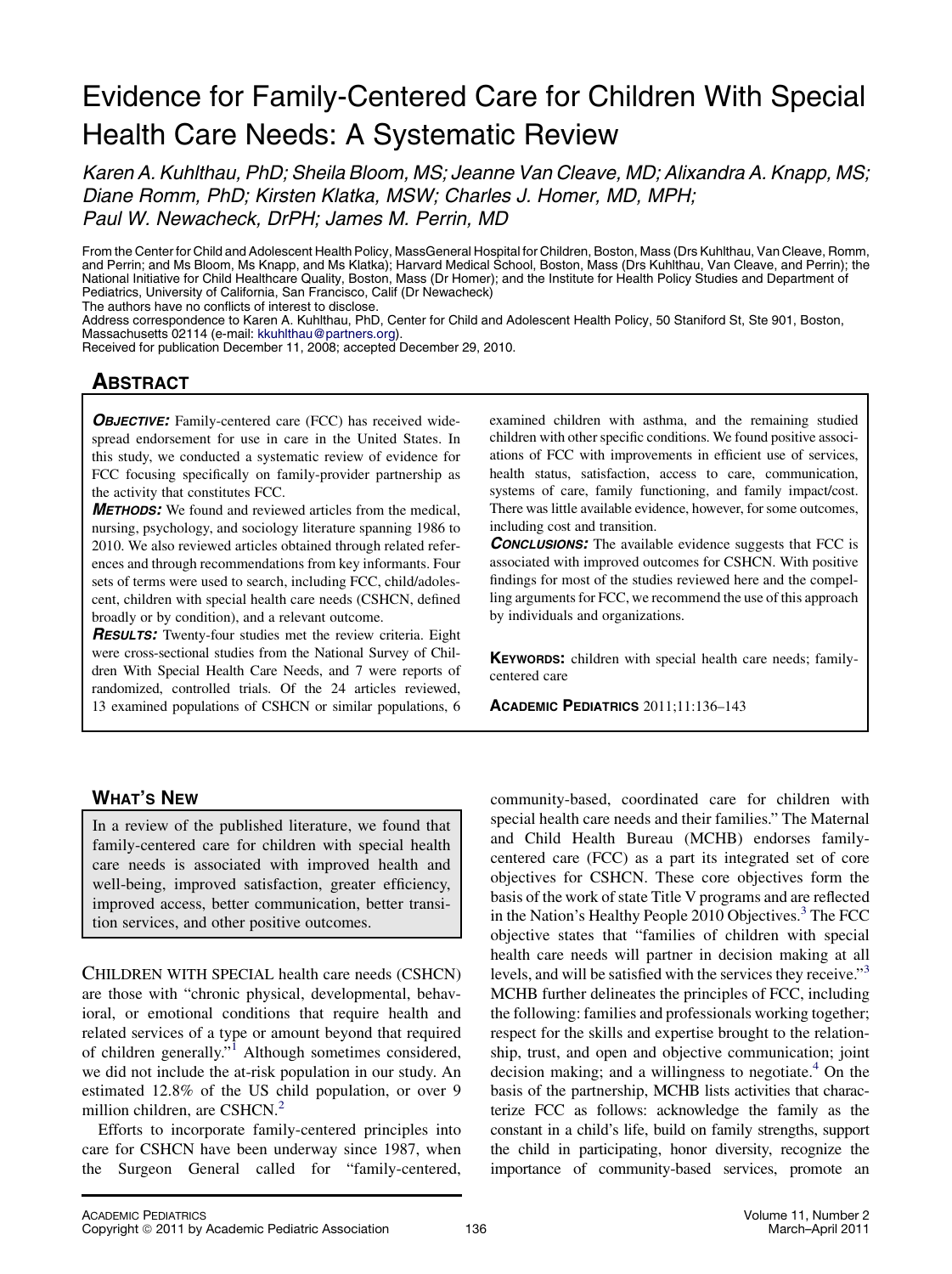# Evidence for Family-Centered Care for Children With Special Health Care Needs: A Systematic Review

*Karen A. Kuhlthau, PhD; Sheila Bloom, MS; Jeanne Van Cleave, MD; Alixandra A. Knapp, MS; Diane Romm, PhD; Kirsten Klatka, MSW; Charles J. Homer, MD, MPH; Paul W. Newacheck, DrPH; James M. Perrin, MD*

From the Center for Child and Adolescent Health Policy, MassGeneral Hospital for Children, Boston, Mass (Drs Kuhlthau, Van Cleave, Romm, and Perrin; and Ms Bloom, Ms Knapp, and Ms Klatka); Harvard Medical School, Boston, Mass (Drs Kuhlthau, Van Cleave, and Perrin); the National Initiative for Child Healthcare Quality, Boston, Mass (Dr Homer); and the Institute for Health Policy Studies and Department of Pediatrics, University of California, San Francisco, Calif (Dr Newacheck)

The authors have no conflicts of interest to disclose.

Address correspondence to Karen A. Kuhlthau, PhD, Center for Child and Adolescent Health Policy, 50 Staniford St, Ste 901, Boston, Massachusetts 02114 (e-mail: kkuhlthau@partners.org).

Received for publication December 11, 2008; accepted December 29, 2010.

## Abstract

***Objective:*** Family-centered care (FCC) has received widespread endorsement for use in care in the United States. In this study, we conducted a systematic review of evidence for FCC focusing specifically on family-provider partnership as the activity that constitutes FCC.

***Methods:*** We found and reviewed articles from the medical, nursing, psychology, and sociology literature spanning 1986 to 2010. We also reviewed articles obtained through related references and through recommendations from key informants. Four sets of terms were used to search, including FCC, child/adolescent, children with special health care needs (CSHCN, defined broadly or by condition), and a relevant outcome.

***Results:*** Twenty-four studies met the review criteria. Eight were cross-sectional studies from the National Survey of Children With Special Health Care Needs, and 7 were reports of randomized, controlled trials. Of the 24 articles reviewed, 13 examined populations of CSHCN or similar populations, 6 examined children with asthma, and the remaining studied children with other specific conditions. We found positive associations of FCC with improvements in efficient use of services, health status, satisfaction, access to care, communication, systems of care, family functioning, and family impact/cost. There was little available evidence, however, for some outcomes, including cost and transition.

***Conclusions:*** The available evidence suggests that FCC is associated with improved outcomes for CSHCN. With positive findings for most of the studies reviewed here and the compelling arguments for FCC, we recommend the use of this approach by individuals and organizations.

**Keywords:** children with special health care needs; family-centered care

## What's New

In a review of the published literature, we found that family-centered care for children with special health care needs is associated with improved health and well-being, improved satisfaction, greater efficiency, improved access, better communication, better transition services, and other positive outcomes.

Children with special health care needs (CSHCN) are those with "chronic physical, developmental, behavioral, or emotional conditions that require health and related services of a type or amount beyond that required of children generally."[1] Although sometimes considered, we did not include the at-risk population in our study. An estimated 12.8% of the US child population, or over 9 million children, are CSHCN.[2]

Efforts to incorporate family-centered principles into care for CSHCN have been underway since 1987, when the Surgeon General called for "family-centered, community-based, coordinated care for children with special health care needs and their families." The Maternal and Child Health Bureau (MCHB) endorses family-centered care (FCC) as a part its integrated set of core objectives for CSHCN. These core objectives form the basis of the work of state Title V programs and are reflected in the Nation's Healthy People 2010 Objectives.[3] The FCC objective states that "families of children with special health care needs will partner in decision making at all levels, and will be satisfied with the services they receive."[3] MCHB further delineates the principles of FCC, including the following: families and professionals working together; respect for the skills and expertise brought to the relationship, trust, and open and objective communication; joint decision making; and a willingness to negotiate.[4] On the basis of the partnership, MCHB lists activities that characterize FCC as follows: acknowledge the family as the constant in a child's life, build on family strengths, support the child in participating, honor diversity, recognize the importance of community-based services, promote an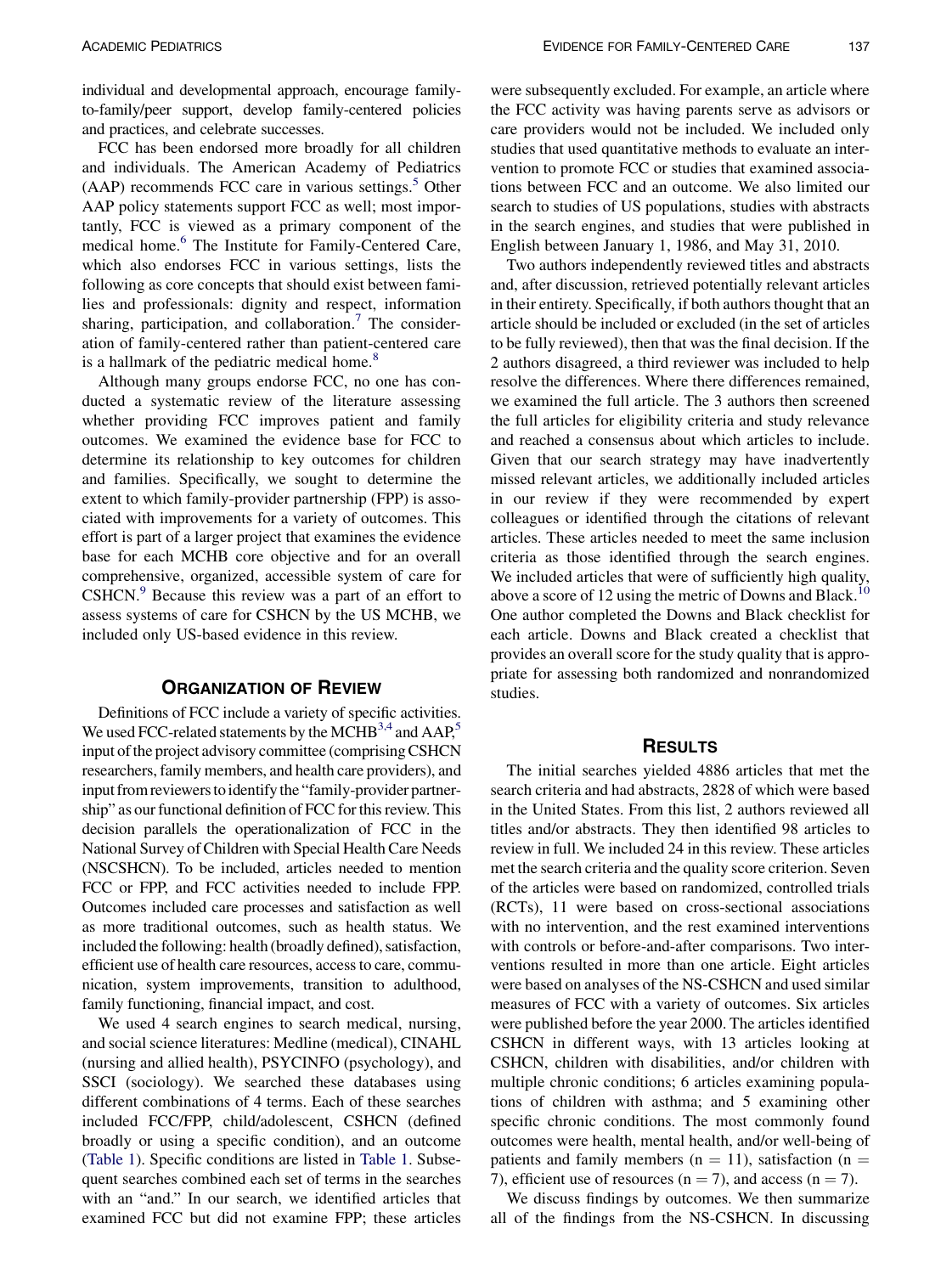individual and developmental approach, encourage family-to-family/peer support, develop family-centered policies and practices, and celebrate successes.

FCC has been endorsed more broadly for all children and individuals. The American Academy of Pediatrics (AAP) recommends FCC care in various settings.[5] Other AAP policy statements support FCC as well; most importantly, FCC is viewed as a primary component of the medical home.[6] The Institute for Family-Centered Care, which also endorses FCC in various settings, lists the following as core concepts that should exist between families and professionals: dignity and respect, information sharing, participation, and collaboration.[7] The consideration of family-centered rather than patient-centered care is a hallmark of the pediatric medical home.[8]

Although many groups endorse FCC, no one has conducted a systematic review of the literature assessing whether providing FCC improves patient and family outcomes. We examined the evidence base for FCC to determine its relationship to key outcomes for children and families. Specifically, we sought to determine the extent to which family-provider partnership (FPP) is associated with improvements for a variety of outcomes. This effort is part of a larger project that examines the evidence base for each MCHB core objective and for an overall comprehensive, organized, accessible system of care for CSHCN.[9] Because this review was a part of an effort to assess systems of care for CSHCN by the US MCHB, we included only US-based evidence in this review.

## Organization of Review

Definitions of FCC include a variety of specific activities. We used FCC-related statements by the MCHB[3,4] and AAP,[5] input of the project advisory committee (comprising CSHCN researchers, family members, and health care providers), and input from reviewers to identify the "family-provider partnership" as our functional definition of FCC for this review. This decision parallels the operationalization of FCC in the National Survey of Children with Special Health Care Needs (NSCSHCN). To be included, articles needed to mention FCC or FPP, and FCC activities needed to include FPP. Outcomes included care processes and satisfaction as well as more traditional outcomes, such as health status. We included the following: health (broadly defined), satisfaction, efficient use of health care resources, access to care, communication, system improvements, transition to adulthood, family functioning, financial impact, and cost.

We used 4 search engines to search medical, nursing, and social science literatures: Medline (medical), CINAHL (nursing and allied health), PSYCINFO (psychology), and SSCI (sociology). We searched these databases using different combinations of 4 terms. Each of these searches included FCC/FPP, child/adolescent, CSHCN (defined broadly or using a specific condition), and an outcome (Table 1). Specific conditions are listed in Table 1. Subsequent searches combined each set of terms in the searches with an "and." In our search, we identified articles that examined FCC but did not examine FPP; these articles were subsequently excluded. For example, an article where the FCC activity was having parents serve as advisors or care providers would not be included. We included only studies that used quantitative methods to evaluate an intervention to promote FCC or studies that examined associations between FCC and an outcome. We also limited our search to studies of US populations, studies with abstracts in the search engines, and studies that were published in English between January 1, 1986, and May 31, 2010.

Two authors independently reviewed titles and abstracts and, after discussion, retrieved potentially relevant articles in their entirety. Specifically, if both authors thought that an article should be included or excluded (in the set of articles to be fully reviewed), then that was the final decision. If the 2 authors disagreed, a third reviewer was included to help resolve the differences. Where there differences remained, we examined the full article. The 3 authors then screened the full articles for eligibility criteria and study relevance and reached a consensus about which articles to include. Given that our search strategy may have inadvertently missed relevant articles, we additionally included articles in our review if they were recommended by expert colleagues or identified through the citations of relevant articles. These articles needed to meet the same inclusion criteria as those identified through the search engines. We included articles that were of sufficiently high quality, above a score of 12 using the metric of Downs and Black.[10] One author completed the Downs and Black checklist for each article. Downs and Black created a checklist that provides an overall score for the study quality that is appropriate for assessing both randomized and nonrandomized studies.

## Results

The initial searches yielded 4886 articles that met the search criteria and had abstracts, 2828 of which were based in the United States. From this list, 2 authors reviewed all titles and/or abstracts. They then identified 98 articles to review in full. We included 24 in this review. These articles met the search criteria and the quality score criterion. Seven of the articles were based on randomized, controlled trials (RCTs), 11 were based on cross-sectional associations with no intervention, and the rest examined interventions with controls or before-and-after comparisons. Two interventions resulted in more than one article. Eight articles were based on analyses of the NS-CSHCN and used similar measures of FCC with a variety of outcomes. Six articles were published before the year 2000. The articles identified CSHCN in different ways, with 13 articles looking at CSHCN, children with disabilities, and/or children with multiple chronic conditions; 6 articles examining populations of children with asthma; and 5 examining other specific chronic conditions. The most commonly found outcomes were health, mental health, and/or well-being of patients and family members ($n = 11$), satisfaction ($n = 7$), efficient use of resources ($n = 7$), and access ($n = 7$).

We discuss findings by outcomes. We then summarize all of the findings from the NS-CSHCN. In discussing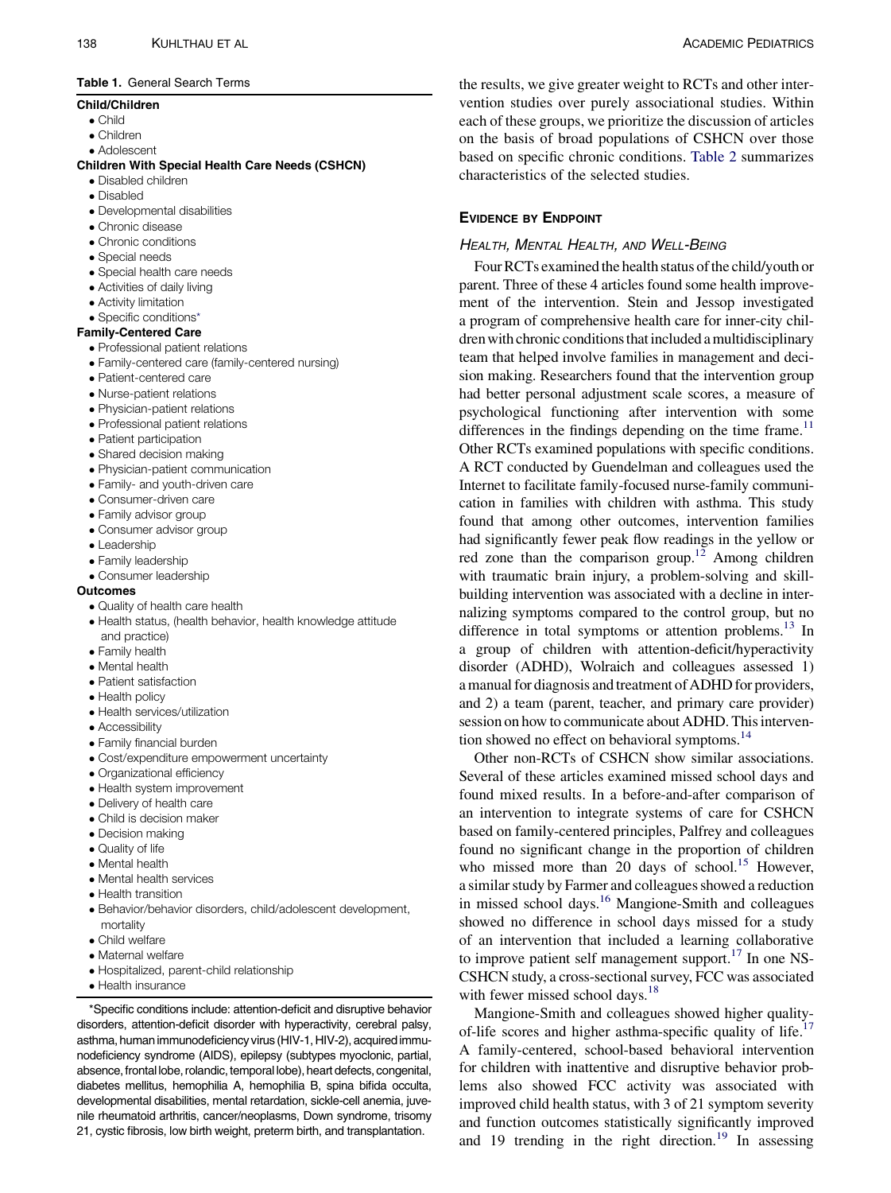**Table 1.** General Search Terms

**Child/Children**

- Child
- Children
- Adolescent

**Children With Special Health Care Needs (CSHCN)**

- Disabled children
- Disabled
- Developmental disabilities
- Chronic disease
- Chronic conditions
- Special needs
- Special health care needs
- Activities of daily living
- Activity limitation
- Specific conditions*

**Family-Centered Care**

- Professional patient relations
- Family-centered care (family-centered nursing)
- Patient-centered care
- Nurse-patient relations
- Physician-patient relations
- Professional patient relations
- Patient participation
- Shared decision making
- Physician-patient communication
- Family- and youth-driven care
- Consumer-driven care
- Family advisor group
- Consumer advisor group
- Leadership
- Family leadership
- Consumer leadership

**Outcomes**

- Quality of health care health
- Health status, (health behavior, health knowledge attitude and practice)
- Family health
- Mental health
- Patient satisfaction
- Health policy
- Health services/utilization
- Accessibility
- Family financial burden
- Cost/expenditure empowerment uncertainty
- Organizational efficiency
- Health system improvement
- Delivery of health care
- Child is decision maker
- Decision making
- Quality of life
- Mental health
- Mental health services
- Health transition
- Behavior/behavior disorders, child/adolescent development, mortality
- Child welfare
- Maternal welfare
- Hospitalized, parent-child relationship
- Health insurance

*Specific conditions include: attention-deficit and disruptive behavior disorders, attention-deficit disorder with hyperactivity, cerebral palsy, asthma, human immunodeficiency virus (HIV-1, HIV-2), acquired immunodeficiency syndrome (AIDS), epilepsy (subtypes myoclonic, partial, absence, frontal lobe, rolandic, temporal lobe), heart defects, congenital, diabetes mellitus, hemophilia A, hemophilia B, spina bifida occulta, developmental disabilities, mental retardation, sickle-cell anemia, juvenile rheumatoid arthritis, cancer/neoplasms, Down syndrome, trisomy 21, cystic fibrosis, low birth weight, preterm birth, and transplantation.

the results, we give greater weight to RCTs and other intervention studies over purely associational studies. Within each of these groups, we prioritize the discussion of articles on the basis of broad populations of CSHCN over those based on specific chronic conditions. Table 2 summarizes characteristics of the selected studies.

## Evidence by Endpoint

### Health, Mental Health, and Well-Being

Four RCTs examined the health status of the child/youth or parent. Three of these 4 articles found some health improvement of the intervention. Stein and Jessop investigated a program of comprehensive health care for inner-city children with chronic conditions that included a multidisciplinary team that helped involve families in management and decision making. Researchers found that the intervention group had better personal adjustment scale scores, a measure of psychological functioning after intervention with some differences in the findings depending on the time frame.[11] Other RCTs examined populations with specific conditions. A RCT conducted by Guendelman and colleagues used the Internet to facilitate family-focused nurse-family communication in families with children with asthma. This study found that among other outcomes, intervention families had significantly fewer peak flow readings in the yellow or red zone than the comparison group.[12] Among children with traumatic brain injury, a problem-solving and skill-building intervention was associated with a decline in internalizing symptoms compared to the control group, but no difference in total symptoms or attention problems.[13] In a group of children with attention-deficit/hyperactivity disorder (ADHD), Wolraich and colleagues assessed 1) a manual for diagnosis and treatment of ADHD for providers, and 2) a team (parent, teacher, and primary care provider) session on how to communicate about ADHD. This intervention showed no effect on behavioral symptoms.[14]

Other non-RCTs of CSHCN show similar associations. Several of these articles examined missed school days and found mixed results. In a before-and-after comparison of an intervention to integrate systems of care for CSHCN based on family-centered principles, Palfrey and colleagues found no significant change in the proportion of children who missed more than 20 days of school.[15] However, a similar study by Farmer and colleagues showed a reduction in missed school days.[16] Mangione-Smith and colleagues showed no difference in school days missed for a study of an intervention that included a learning collaborative to improve patient self management support.[17] In one NS-CSHCN study, a cross-sectional survey, FCC was associated with fewer missed school days.[18]

Mangione-Smith and colleagues showed higher quality-of-life scores and higher asthma-specific quality of life.[17] A family-centered, school-based behavioral intervention for children with inattentive and disruptive behavior problems also showed FCC activity was associated with improved child health status, with 3 of 21 symptom severity and function outcomes statistically significantly improved and 19 trending in the right direction.[19] In assessing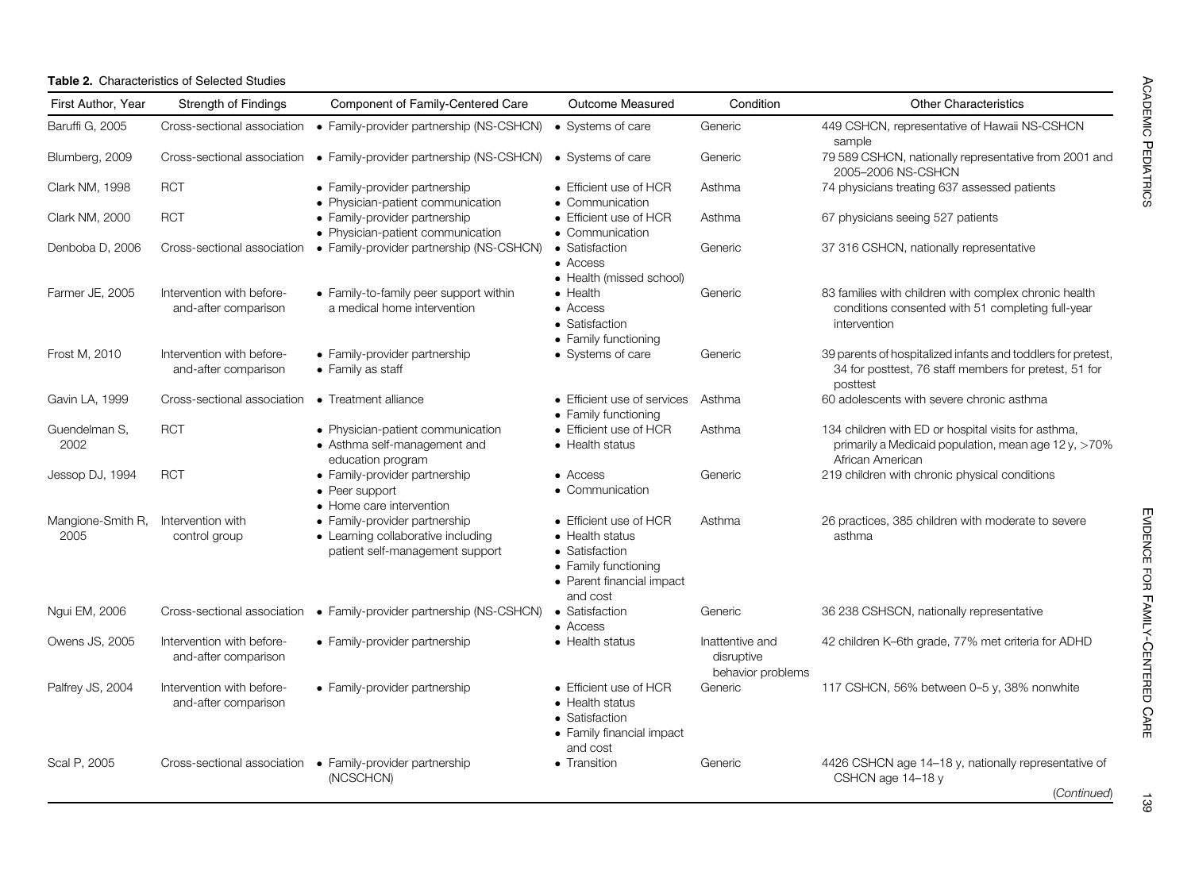**Table 2.** Characteristics of Selected Studies

| First Author, Year | Strength of Findings | Component of Family-Centered Care | Outcome Measured | Condition | Other Characteristics |
|---|---|---|---|---|---|
| Baruffi G, 2005 | Cross-sectional association | • Family-provider partnership (NS-CSHCN) | • Systems of care | Generic | 449 CSHCN, representative of Hawaii NS-CSHCN sample |
| Blumberg, 2009 | Cross-sectional association | • Family-provider partnership (NS-CSHCN) | • Systems of care | Generic | 79 589 CSHCN, nationally representative from 2001 and 2005–2006 NS-CSHCN |
| Clark NM, 1998 | RCT | • Family-provider partnership<br>• Physician-patient communication | • Efficient use of HCR<br>• Communication | Asthma | 74 physicians treating 637 assessed patients |
| Clark NM, 2000 | RCT | • Family-provider partnership<br>• Physician-patient communication | • Efficient use of HCR<br>• Communication | Asthma | 67 physicians seeing 527 patients |
| Denboba D, 2006 | Cross-sectional association | • Family-provider partnership (NS-CSHCN) | • Satisfaction<br>• Access<br>• Health (missed school) | Generic | 37 316 CSHCN, nationally representative |
| Farmer JE, 2005 | Intervention with before-and-after comparison | • Family-to-family peer support within a medical home intervention | • Health<br>• Access<br>• Satisfaction<br>• Family functioning | Generic | 83 families with children with complex chronic health conditions consented with 51 completing full-year intervention |
| Frost M, 2010 | Intervention with before-and-after comparison | • Family-provider partnership<br>• Family as staff | • Systems of care | Generic | 39 parents of hospitalized infants and toddlers for pretest, 34 for posttest, 76 staff members for pretest, 51 for posttest |
| Gavin LA, 1999 | Cross-sectional association | • Treatment alliance | • Efficient use of services<br>• Family functioning | Asthma | 60 adolescents with severe chronic asthma |
| Guendelman S, 2002 | RCT | • Physician-patient communication<br>• Asthma self-management and education program | • Efficient use of HCR<br>• Health status | Asthma | 134 children with ED or hospital visits for asthma, primarily a Medicaid population, mean age 12 y, >70% African American |
| Jessop DJ, 1994 | RCT | • Family-provider partnership<br>• Peer support<br>• Home care intervention | • Access<br>• Communication | Generic | 219 children with chronic physical conditions |
| Mangione-Smith R, 2005 | Intervention with control group | • Family-provider partnership<br>• Learning collaborative including patient self-management support | • Efficient use of HCR<br>• Health status<br>• Satisfaction<br>• Family functioning<br>• Parent financial impact and cost | Asthma | 26 practices, 385 children with moderate to severe asthma |
| Ngui EM, 2006 | Cross-sectional association | • Family-provider partnership (NS-CSHCN) | • Satisfaction<br>• Access | Generic | 36 238 CSHSCN, nationally representative |
| Owens JS, 2005 | Intervention with before-and-after comparison | • Family-provider partnership | • Health status | Inattentive and disruptive behavior problems | 42 children K–6th grade, 77% met criteria for ADHD |
| Palfrey JS, 2004 | Intervention with before-and-after comparison | • Family-provider partnership | • Efficient use of HCR<br>• Health status<br>• Satisfaction<br>• Family financial impact and cost | Generic | 117 CSHCN, 56% between 0–5 y, 38% nonwhite |
| Scal P, 2005 | Cross-sectional association | • Family-provider partnership (NCSCHCN) | • Transition | Generic | 4426 CSHCN age 14–18 y, nationally representative of CSHCN age 14–18 y |

(*Continued*)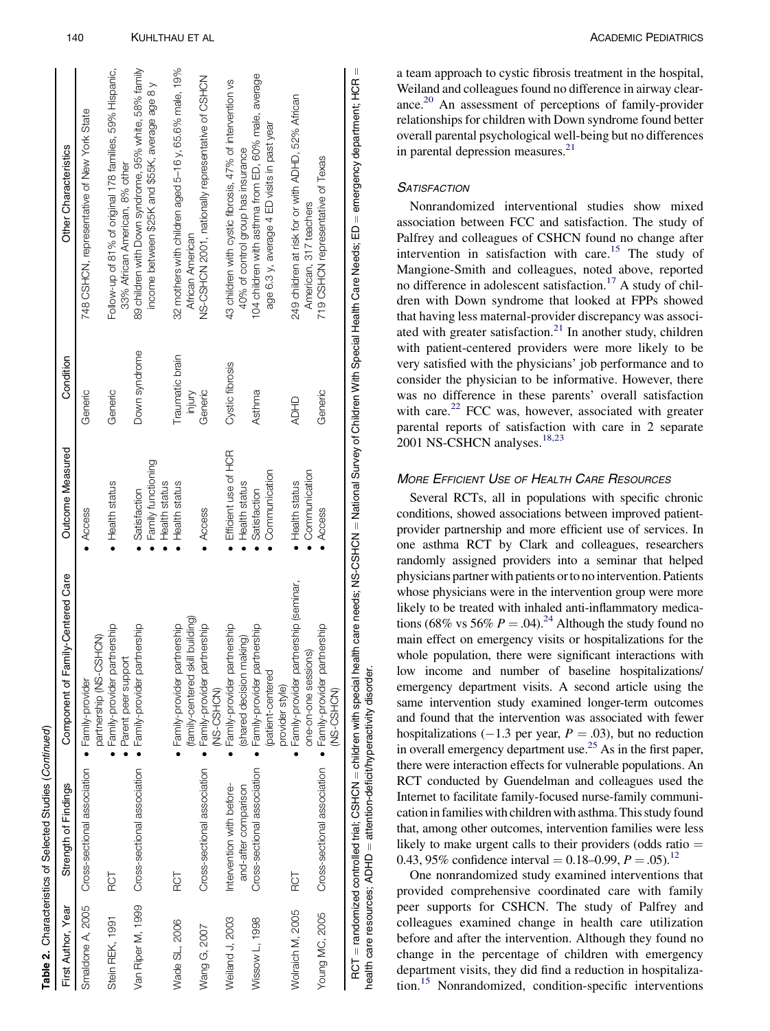**Table 2.** Characteristics of Selected Studies (*Continued*)

| First Author, Year | Strength of Findings | Component of Family-Centered Care | Outcome Measured | Condition | Other Characteristics |
| --- | --- | --- | --- | --- | --- |
| Smaldone A, 2005 | Cross-sectional association | • Family-provider partnership (NS-CSHCN) | • Access | Generic | 748 CSHCN, representative of New York State |
| Stein REK, 1991 | RCT | • Family-provider partnership<br>• Parent peer support | • Health status | Generic | Follow-up of 81% of original 178 families, 59% Hispanic, 33% African American, 8% other |
| Van Riper M, 1999 | Cross-sectional association | • Family-provider partnership | • Satisfaction<br>• Family functioning<br>• Health status | Down syndrome | 89 children with Down syndrome, 95% white, 58% family income between $25K and $55K, average age 8 y |
| Wade SL, 2006 | RCT | • Family-provider partnership (family-centered skill building) | • Health status | Traumatic brain injury | 32 mothers with children aged 5–16 y, 65.6% male, 19% African American |
| Wang G, 2007 | Cross-sectional association | • Family-provider partnership (NS-CSHCN) | • Access | Generic | NS-CSHCN 2001, nationally representative of CSHCN |
| Weiland J, 2003 | Intervention with before-and-after comparison | • Family-provider partnership (shared decision making) | • Efficient use of HCR<br>• Health status | Cystic fibrosis | 43 children with cystic fibrosis, 47% of intervention vs 40% of control group has insurance |
| Wissow L, 1998 | Cross-sectional association | • Family-provider partnership (patient-centered provider style) | • Satisfaction<br>• Communication | Asthma | 104 children with asthma from ED, 60% male, average age 6.3 y, average 4 ED visits in past year |
| Wolraich M, 2005 | RCT | • Family-provider partnership (seminar, one-on-one sessions) | • Health status<br>• Communication | ADHD | 249 children at risk for or with ADHD, 52% African American, 317 teachers |
| Young MC, 2005 | Cross-sectional association | • Family-provider partnership (NS-CSHCN) | • Access | Generic | 719 CSHCN representative of Texas |

RCT = randomized controlled trial; CSHCN = children with special health care needs; NS-CSHCN = National Survey of Children With Special Health Care Needs; ED = emergency department; HCR = health care resources; ADHD = attention-deficit/hyperactivity disorder.

a team approach to cystic fibrosis treatment in the hospital, Weiland and colleagues found no difference in airway clearance.[20] An assessment of perceptions of family-provider relationships for children with Down syndrome found better overall parental psychological well-being but no differences in parental depression measures.[21]

### Satisfaction

Nonrandomized interventional studies show mixed association between FCC and satisfaction. The study of Palfrey and colleagues of CSHCN found no change after intervention in satisfaction with care.[15] The study of Mangione-Smith and colleagues, noted above, reported no difference in adolescent satisfaction.[17] A study of children with Down syndrome that looked at FPPs showed that having less maternal-provider discrepancy was associated with greater satisfaction.[21] In another study, children with patient-centered providers were more likely to be very satisfied with the physicians' job performance and to consider the physician to be informative. However, there was no difference in these parents' overall satisfaction with care.[22] FCC was, however, associated with greater parental reports of satisfaction with care in 2 separate 2001 NS-CSHCN analyses.[18,23]

### More Efficient Use of Health Care Resources

Several RCTs, all in populations with specific chronic conditions, showed associations between improved patient-provider partnership and more efficient use of services. In one asthma RCT by Clark and colleagues, researchers randomly assigned providers into a seminar that helped physicians partner with patients or to no intervention. Patients whose physicians were in the intervention group were more likely to be treated with inhaled anti-inflammatory medications (68% vs 56% $P = .04$).[24] Although the study found no main effect on emergency visits or hospitalizations for the whole population, there were significant interactions with low income and number of baseline hospitalizations/emergency department visits. A second article using the same intervention study examined longer-term outcomes and found that the intervention was associated with fewer hospitalizations (−1.3 per year, $P = .03$), but no reduction in overall emergency department use.[25] As in the first paper, there were interaction effects for vulnerable populations. An RCT conducted by Guendelman and colleagues used the Internet to facilitate family-focused nurse-family communication in families with children with asthma. This study found that, among other outcomes, intervention families were less likely to make urgent calls to their providers (odds ratio = 0.43, 95% confidence interval = 0.18–0.99, $P = .05$).[12]

One nonrandomized study examined interventions that provided comprehensive coordinated care with family peer supports for CSHCN. The study of Palfrey and colleagues examined change in health care utilization before and after the intervention. Although they found no change in the percentage of children with emergency department visits, they did find a reduction in hospitalization.[15] Nonrandomized, condition-specific interventions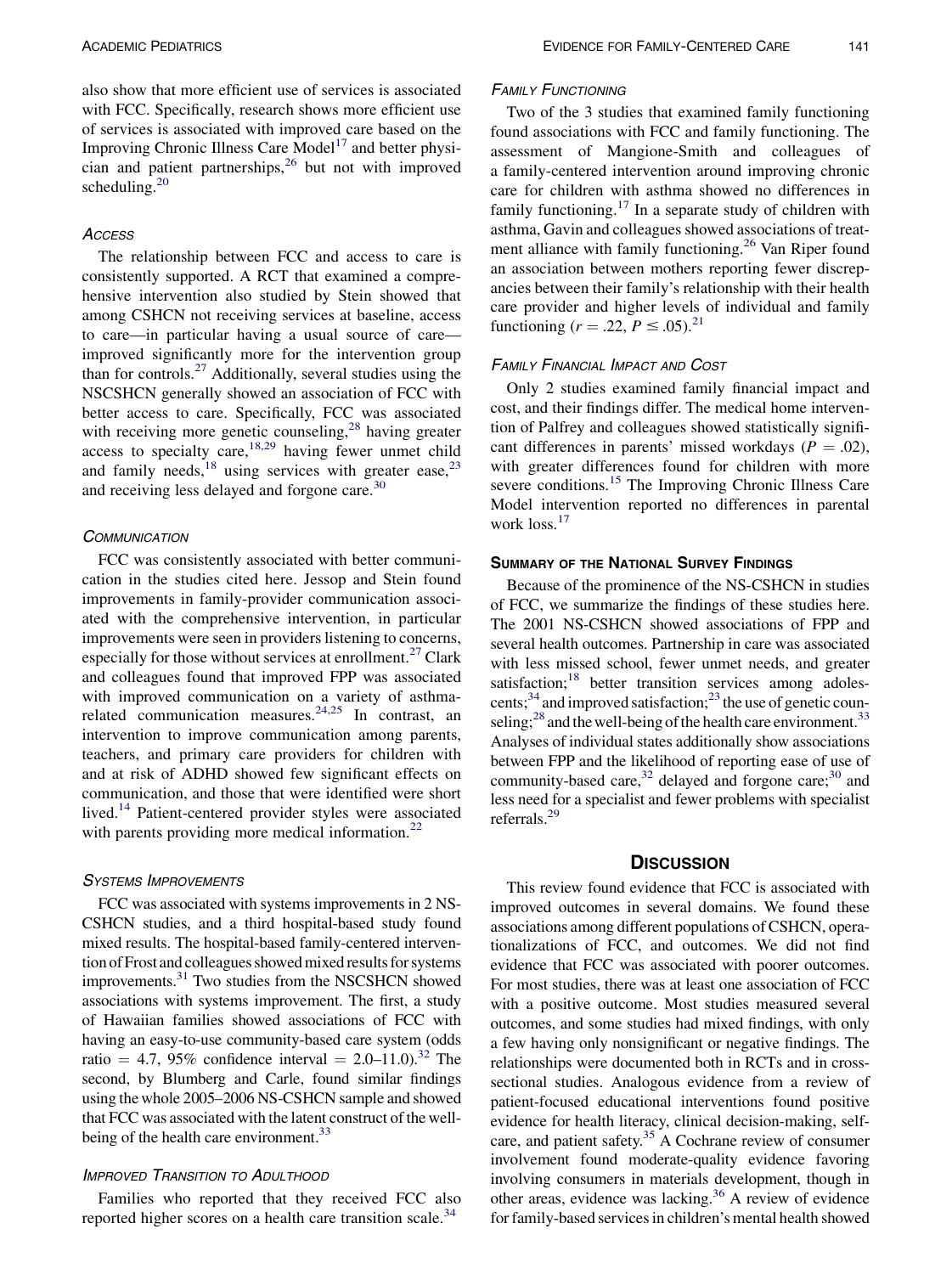also show that more efficient use of services is associated with FCC. Specifically, research shows more efficient use of services is associated with improved care based on the Improving Chronic Illness Care Model[17] and better physician and patient partnerships,[26] but not with improved scheduling.[20]

### *Access*

The relationship between FCC and access to care is consistently supported. A RCT that examined a comprehensive intervention also studied by Stein showed that among CSHCN not receiving services at baseline, access to care—in particular having a usual source of care—improved significantly more for the intervention group than for controls.[27] Additionally, several studies using the NSCSHCN generally showed an association of FCC with better access to care. Specifically, FCC was associated with receiving more genetic counseling,[28] having greater access to specialty care,[18,29] having fewer unmet child and family needs,[18] using services with greater ease,[23] and receiving less delayed and forgone care.[30]

### *Communication*

FCC was consistently associated with better communication in the studies cited here. Jessop and Stein found improvements in family-provider communication associated with the comprehensive intervention, in particular improvements were seen in providers listening to concerns, especially for those without services at enrollment.[27] Clark and colleagues found that improved FPP was associated with improved communication on a variety of asthma-related communication measures.[24,25] In contrast, an intervention to improve communication among parents, teachers, and primary care providers for children with and at risk of ADHD showed few significant effects on communication, and those that were identified were short lived.[14] Patient-centered provider styles were associated with parents providing more medical information.[22]

### *Systems Improvements*

FCC was associated with systems improvements in 2 NS-CSHCN studies, and a third hospital-based study found mixed results. The hospital-based family-centered intervention of Frost and colleagues showed mixed results for systems improvements.[31] Two studies from the NSCSHCN showed associations with systems improvement. The first, a study of Hawaiian families showed associations of FCC with having an easy-to-use community-based care system (odds ratio = 4.7, 95% confidence interval = 2.0–11.0).[32] The second, by Blumberg and Carle, found similar findings using the whole 2005–2006 NS-CSHCN sample and showed that FCC was associated with the latent construct of the well-being of the health care environment.[33]

### *Improved Transition to Adulthood*

Families who reported that they received FCC also reported higher scores on a health care transition scale.[34]

### *Family Functioning*

Two of the 3 studies that examined family functioning found associations with FCC and family functioning. The assessment of Mangione-Smith and colleagues of a family-centered intervention around improving chronic care for children with asthma showed no differences in family functioning.[17] In a separate study of children with asthma, Gavin and colleagues showed associations of treatment alliance with family functioning.[26] Van Riper found an association between mothers reporting fewer discrepancies between their family's relationship with their health care provider and higher levels of individual and family functioning ($r = .22$, $P \leq .05$).[21]

### *Family Financial Impact and Cost*

Only 2 studies examined family financial impact and cost, and their findings differ. The medical home intervention of Palfrey and colleagues showed statistically significant differences in parents' missed workdays ($P = .02$), with greater differences found for children with more severe conditions.[15] The Improving Chronic Illness Care Model intervention reported no differences in parental work loss.[17]

### **Summary of the National Survey Findings**

Because of the prominence of the NS-CSHCN in studies of FCC, we summarize the findings of these studies here. The 2001 NS-CSHCN showed associations of FPP and several health outcomes. Partnership in care was associated with less missed school, fewer unmet needs, and greater satisfaction;[18] better transition services among adolescents;[34] and improved satisfaction;[23] the use of genetic counseling;[28] and the well-being of the health care environment.[33] Analyses of individual states additionally show associations between FPP and the likelihood of reporting ease of use of community-based care,[32] delayed and forgone care;[30] and less need for a specialist and fewer problems with specialist referrals.[29]

## **Discussion**

This review found evidence that FCC is associated with improved outcomes in several domains. We found these associations among different populations of CSHCN, operationalizations of FCC, and outcomes. We did not find evidence that FCC was associated with poorer outcomes. For most studies, there was at least one association of FCC with a positive outcome. Most studies measured several outcomes, and some studies had mixed findings, with only a few having only nonsignificant or negative findings. The relationships were documented both in RCTs and in cross-sectional studies. Analogous evidence from a review of patient-focused educational interventions found positive evidence for health literacy, clinical decision-making, self-care, and patient safety.[35] A Cochrane review of consumer involvement found moderate-quality evidence favoring involving consumers in materials development, though in other areas, evidence was lacking.[36] A review of evidence for family-based services in children's mental health showed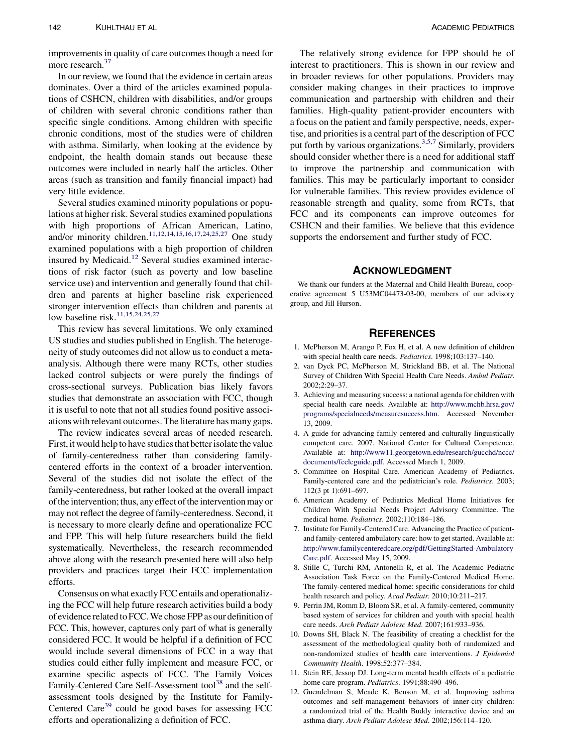improvements in quality of care outcomes though a need for more research.[37]

In our review, we found that the evidence in certain areas dominates. Over a third of the articles examined populations of CSHCN, children with disabilities, and/or groups of children with several chronic conditions rather than specific single conditions. Among children with specific chronic conditions, most of the studies were of children with asthma. Similarly, when looking at the evidence by endpoint, the health domain stands out because these outcomes were included in nearly half the articles. Other areas (such as transition and family financial impact) had very little evidence.

Several studies examined minority populations or populations at higher risk. Several studies examined populations with high proportions of African American, Latino, and/or minority children.[11,12,14,15,16,17,24,25,27] One study examined populations with a high proportion of children insured by Medicaid.[12] Several studies examined interactions of risk factor (such as poverty and low baseline service use) and intervention and generally found that children and parents at higher baseline risk experienced stronger intervention effects than children and parents at low baseline risk.[11,15,24,25,27]

This review has several limitations. We only examined US studies and studies published in English. The heterogeneity of study outcomes did not allow us to conduct a meta-analysis. Although there were many RCTs, other studies lacked control subjects or were purely the findings of cross-sectional surveys. Publication bias likely favors studies that demonstrate an association with FCC, though it is useful to note that not all studies found positive associations with relevant outcomes. The literature has many gaps.

The review indicates several areas of needed research. First, it would help to have studies that better isolate the value of family-centeredness rather than considering family-centered efforts in the context of a broader intervention. Several of the studies did not isolate the effect of the family-centeredness, but rather looked at the overall impact of the intervention; thus, any effect of the intervention may or may not reflect the degree of family-centeredness. Second, it is necessary to more clearly define and operationalize FCC and FPP. This will help future researchers build the field systematically. Nevertheless, the research recommended above along with the research presented here will also help providers and practices target their FCC implementation efforts.

Consensus on what exactly FCC entails and operationalizing the FCC will help future research activities build a body of evidence related to FCC. We chose FPP as our definition of FCC. This, however, captures only part of what is generally considered FCC. It would be helpful if a definition of FCC would include several dimensions of FCC in a way that studies could either fully implement and measure FCC, or examine specific aspects of FCC. The Family Voices Family-Centered Care Self-Assessment tool[38] and the self-assessment tools designed by the Institute for Family-Centered Care[39] could be good bases for assessing FCC efforts and operationalizing a definition of FCC.

The relatively strong evidence for FPP should be of interest to practitioners. This is shown in our review and in broader reviews for other populations. Providers may consider making changes in their practices to improve communication and partnership with children and their families. High-quality patient-provider encounters with a focus on the patient and family perspective, needs, expertise, and priorities is a central part of the description of FCC put forth by various organizations.[3,5,7] Similarly, providers should consider whether there is a need for additional staff to improve the partnership and communication with families. This may be particularly important to consider for vulnerable families. This review provides evidence of reasonable strength and quality, some from RCTs, that FCC and its components can improve outcomes for CSHCN and their families. We believe that this evidence supports the endorsement and further study of FCC.

## Acknowledgment

We thank our funders at the Maternal and Child Health Bureau, cooperative agreement 5 U53MC04473-03-00, members of our advisory group, and Jill Hurson.

## References

1. McPherson M, Arango P, Fox H, et al. A new definition of children with special health care needs. *Pediatrics*. 1998;103:137–140.
2. van Dyck PC, McPherson M, Strickland BB, et al. The National Survey of Children With Special Health Care Needs. *Ambul Pediatr*. 2002;2:29–37.
3. Achieving and measuring success: a national agenda for children with special health care needs. Available at: http://www.mchb.hrsa.gov/programs/specialneeds/measuresuccess.htm. Accessed November 13, 2009.
4. A guide for advancing family-centered and culturally linguistically competent care. 2007. National Center for Cultural Competence. Available at: http://www11.georgetown.edu/research/gucchd/nccc/documents/fcclcguide.pdf. Accessed March 1, 2009.
5. Committee on Hospital Care. American Academy of Pediatrics. Family-centered care and the pediatrician's role. *Pediatrics*. 2003; 112(3 pt 1):691–697.
6. American Academy of Pediatrics Medical Home Initiatives for Children With Special Needs Project Advisory Committee. The medical home. *Pediatrics*. 2002;110:184–186.
7. Institute for Family-Centered Care. Advancing the Practice of patient- and family-centered ambulatory care: how to get started. Available at: http://www.familycenteredcare.org/pdf/GettingStarted-AmbulatoryCare.pdf. Accessed May 15, 2009.
8. Stille C, Turchi RM, Antonelli R, et al. The Academic Pediatric Association Task Force on the Family-Centered Medical Home. The family-centered medical home: specific considerations for child health research and policy. *Acad Pediatr*. 2010;10:211–217.
9. Perrin JM, Romm D, Bloom SR, et al. A family-centered, community based system of services for children and youth with special health care needs. *Arch Pediatr Adolesc Med*. 2007;161:933–936.
10. Downs SH, Black N. The feasibility of creating a checklist for the assessment of the methodological quality both of randomized and non-randomized studies of health care interventions. *J Epidemiol Community Health*. 1998;52:377–384.
11. Stein RE, Jessop DJ. Long-term mental health effects of a pediatric home care program. *Pediatrics*. 1991;88:490–496.
12. Guendelman S, Meade K, Benson M, et al. Improving asthma outcomes and self-management behaviors of inner-city children: a randomized trial of the Health Buddy interactive device and an asthma diary. *Arch Pediatr Adolesc Med*. 2002;156:114–120.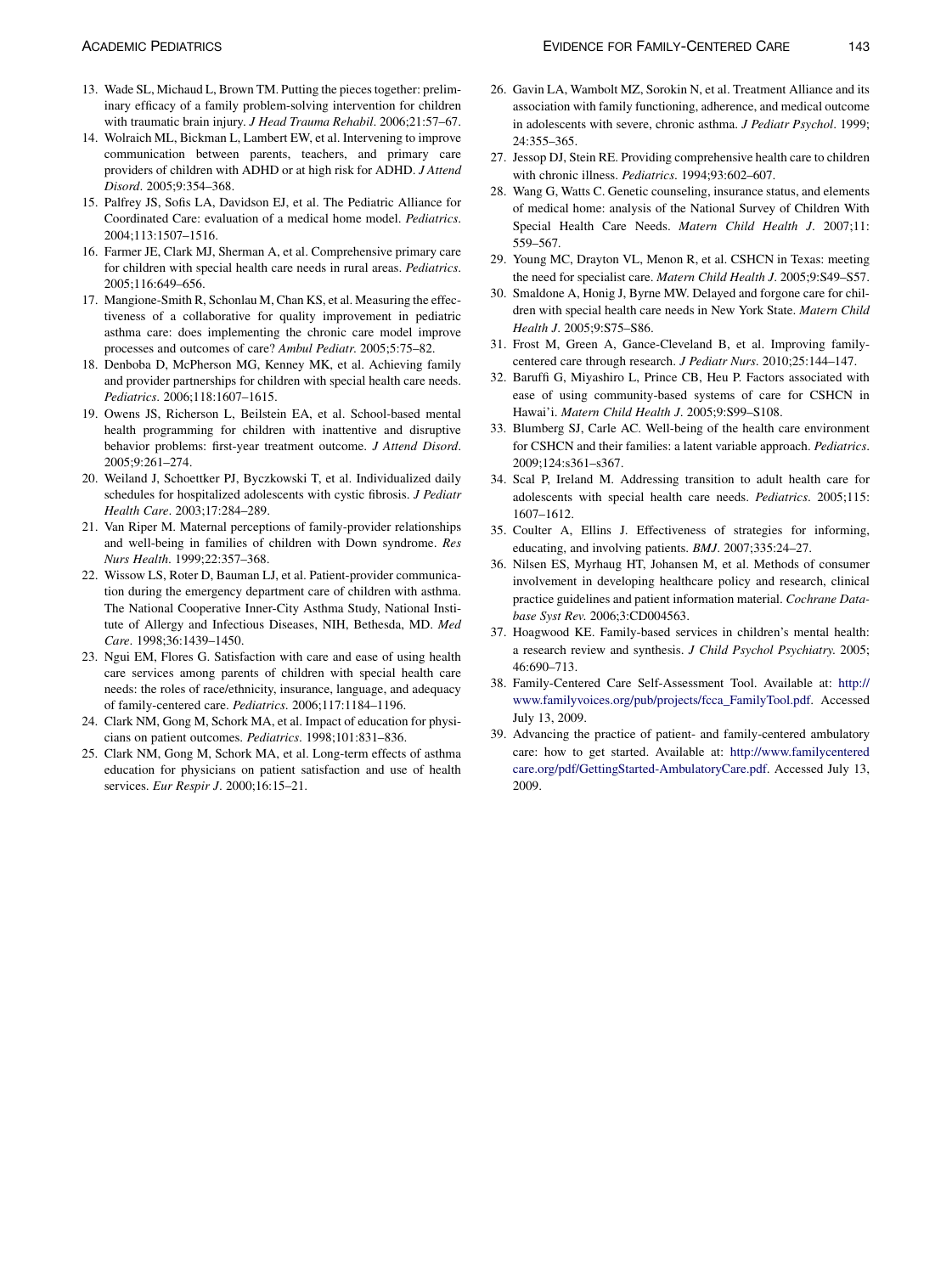13. Wade SL, Michaud L, Brown TM. Putting the pieces together: preliminary efficacy of a family problem-solving intervention for children with traumatic brain injury. *J Head Trauma Rehabil*. 2006;21:57–67.
14. Wolraich ML, Bickman L, Lambert EW, et al. Intervening to improve communication between parents, teachers, and primary care providers of children with ADHD or at high risk for ADHD. *J Attend Disord*. 2005;9:354–368.
15. Palfrey JS, Sofis LA, Davidson EJ, et al. The Pediatric Alliance for Coordinated Care: evaluation of a medical home model. *Pediatrics*. 2004;113:1507–1516.
16. Farmer JE, Clark MJ, Sherman A, et al. Comprehensive primary care for children with special health care needs in rural areas. *Pediatrics*. 2005;116:649–656.
17. Mangione-Smith R, Schonlau M, Chan KS, et al. Measuring the effectiveness of a collaborative for quality improvement in pediatric asthma care: does implementing the chronic care model improve processes and outcomes of care? *Ambul Pediatr*. 2005;5:75–82.
18. Denboba D, McPherson MG, Kenney MK, et al. Achieving family and provider partnerships for children with special health care needs. *Pediatrics*. 2006;118:1607–1615.
19. Owens JS, Richerson L, Beilstein EA, et al. School-based mental health programming for children with inattentive and disruptive behavior problems: first-year treatment outcome. *J Attend Disord*. 2005;9:261–274.
20. Weiland J, Schoettker PJ, Byczkowski T, et al. Individualized daily schedules for hospitalized adolescents with cystic fibrosis. *J Pediatr Health Care*. 2003;17:284–289.
21. Van Riper M. Maternal perceptions of family-provider relationships and well-being in families of children with Down syndrome. *Res Nurs Health*. 1999;22:357–368.
22. Wissow LS, Roter D, Bauman LJ, et al. Patient-provider communication during the emergency department care of children with asthma. The National Cooperative Inner-City Asthma Study, National Institute of Allergy and Infectious Diseases, NIH, Bethesda, MD. *Med Care*. 1998;36:1439–1450.
23. Ngui EM, Flores G. Satisfaction with care and ease of using health care services among parents of children with special health care needs: the roles of race/ethnicity, insurance, language, and adequacy of family-centered care. *Pediatrics*. 2006;117:1184–1196.
24. Clark NM, Gong M, Schork MA, et al. Impact of education for physicians on patient outcomes. *Pediatrics*. 1998;101:831–836.
25. Clark NM, Gong M, Schork MA, et al. Long-term effects of asthma education for physicians on patient satisfaction and use of health services. *Eur Respir J*. 2000;16:15–21.
26. Gavin LA, Wambolt MZ, Sorokin N, et al. Treatment Alliance and its association with family functioning, adherence, and medical outcome in adolescents with severe, chronic asthma. *J Pediatr Psychol*. 1999; 24:355–365.
27. Jessop DJ, Stein RE. Providing comprehensive health care to children with chronic illness. *Pediatrics*. 1994;93:602–607.
28. Wang G, Watts C. Genetic counseling, insurance status, and elements of medical home: analysis of the National Survey of Children With Special Health Care Needs. *Matern Child Health J*. 2007;11: 559–567.
29. Young MC, Drayton VL, Menon R, et al. CSHCN in Texas: meeting the need for specialist care. *Matern Child Health J*. 2005;9:S49–S57.
30. Smaldone A, Honig J, Byrne MW. Delayed and forgone care for children with special health care needs in New York State. *Matern Child Health J*. 2005;9:S75–S86.
31. Frost M, Green A, Gance-Cleveland B, et al. Improving family-centered care through research. *J Pediatr Nurs*. 2010;25:144–147.
32. Baruffi G, Miyashiro L, Prince CB, Heu P. Factors associated with ease of using community-based systems of care for CSHCN in Hawai'i. *Matern Child Health J*. 2005;9:S99–S108.
33. Blumberg SJ, Carle AC. Well-being of the health care environment for CSHCN and their families: a latent variable approach. *Pediatrics*. 2009;124:s361–s367.
34. Scal P, Ireland M. Addressing transition to adult health care for adolescents with special health care needs. *Pediatrics*. 2005;115: 1607–1612.
35. Coulter A, Ellins J. Effectiveness of strategies for informing, educating, and involving patients. *BMJ*. 2007;335:24–27.
36. Nilsen ES, Myrhaug HT, Johansen M, et al. Methods of consumer involvement in developing healthcare policy and research, clinical practice guidelines and patient information material. *Cochrane Database Syst Rev*. 2006;3:CD004563.
37. Hoagwood KE. Family-based services in children's mental health: a research review and synthesis. *J Child Psychol Psychiatry*. 2005; 46:690–713.
38. Family-Centered Care Self-Assessment Tool. Available at: http://www.familyvoices.org/pub/projects/fcca_FamilyTool.pdf. Accessed July 13, 2009.
39. Advancing the practice of patient- and family-centered ambulatory care: how to get started. Available at: http://www.familycenteredcare.org/pdf/GettingStarted-AmbulatoryCare.pdf. Accessed July 13, 2009.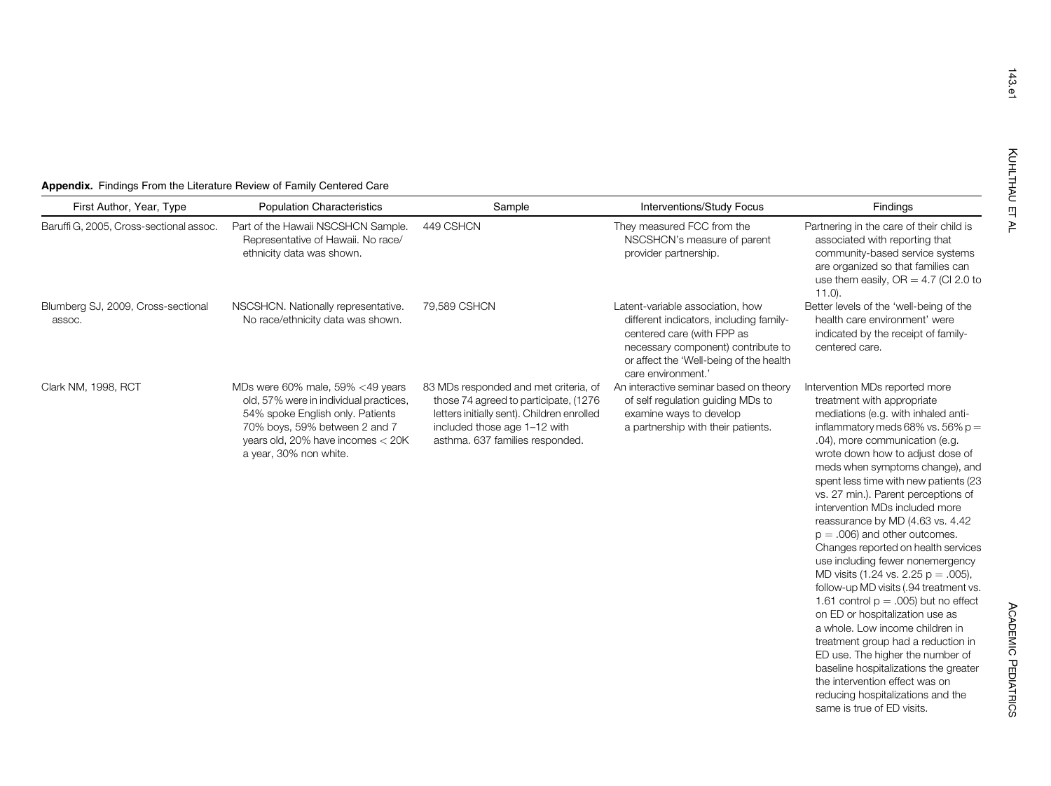**Appendix.** Findings From the Literature Review of Family Centered Care

| First Author, Year, Type | Population Characteristics | Sample | Interventions/Study Focus | Findings |
|---|---|---|---|---|
| Baruffi G, 2005, Cross-sectional assoc. | Part of the Hawaii NSCSHCN Sample. Representative of Hawaii. No race/ethnicity data was shown. | 449 CSHCN | They measured FCC from the NSCSHCN's measure of parent provider partnership. | Partnering in the care of their child is associated with reporting that community-based service systems are organized so that families can use them easily, OR = 4.7 (CI 2.0 to 11.0). |
| Blumberg SJ, 2009, Cross-sectional assoc. | NSCSHCN. Nationally representative. No race/ethnicity data was shown. | 79,589 CSHCN | Latent-variable association, how different indicators, including family-centered care (with FPP as necessary component) contribute to or affect the 'Well-being of the health care environment.' | Better levels of the 'well-being of the health care environment' were indicated by the receipt of family-centered care. |
| Clark NM, 1998, RCT | MDs were 60% male, 59% <49 years old, 57% were in individual practices, 54% spoke English only. Patients 70% boys, 59% between 2 and 7 years old, 20% have incomes < 20K a year, 30% non white. | 83 MDs responded and met criteria, of those 74 agreed to participate, (1276 letters initially sent). Children enrolled included those age 1–12 with asthma. 637 families responded. | An interactive seminar based on theory of self regulation guiding MDs to examine ways to develop a partnership with their patients. | Intervention MDs reported more treatment with appropriate mediations (e.g. with inhaled anti-inflammatory meds 68% vs. 56% $p = .04$), more communication (e.g. wrote down how to adjust dose of meds when symptoms change), and spent less time with new patients (23 vs. 27 min.). Parent perceptions of intervention MDs included more reassurance by MD (4.63 vs. 4.42 $p = .006$) and other outcomes. Changes reported on health services use including fewer nonemergency MD visits (1.24 vs. 2.25 $p = .005$), follow-up MD visits (.94 treatment vs. 1.61 control $p = .005$) but no effect on ED or hospitalization use as a whole. Low income children in treatment group had a reduction in ED use. The higher the number of baseline hospitalizations the greater the intervention effect was on reducing hospitalizations and the same is true of ED visits. |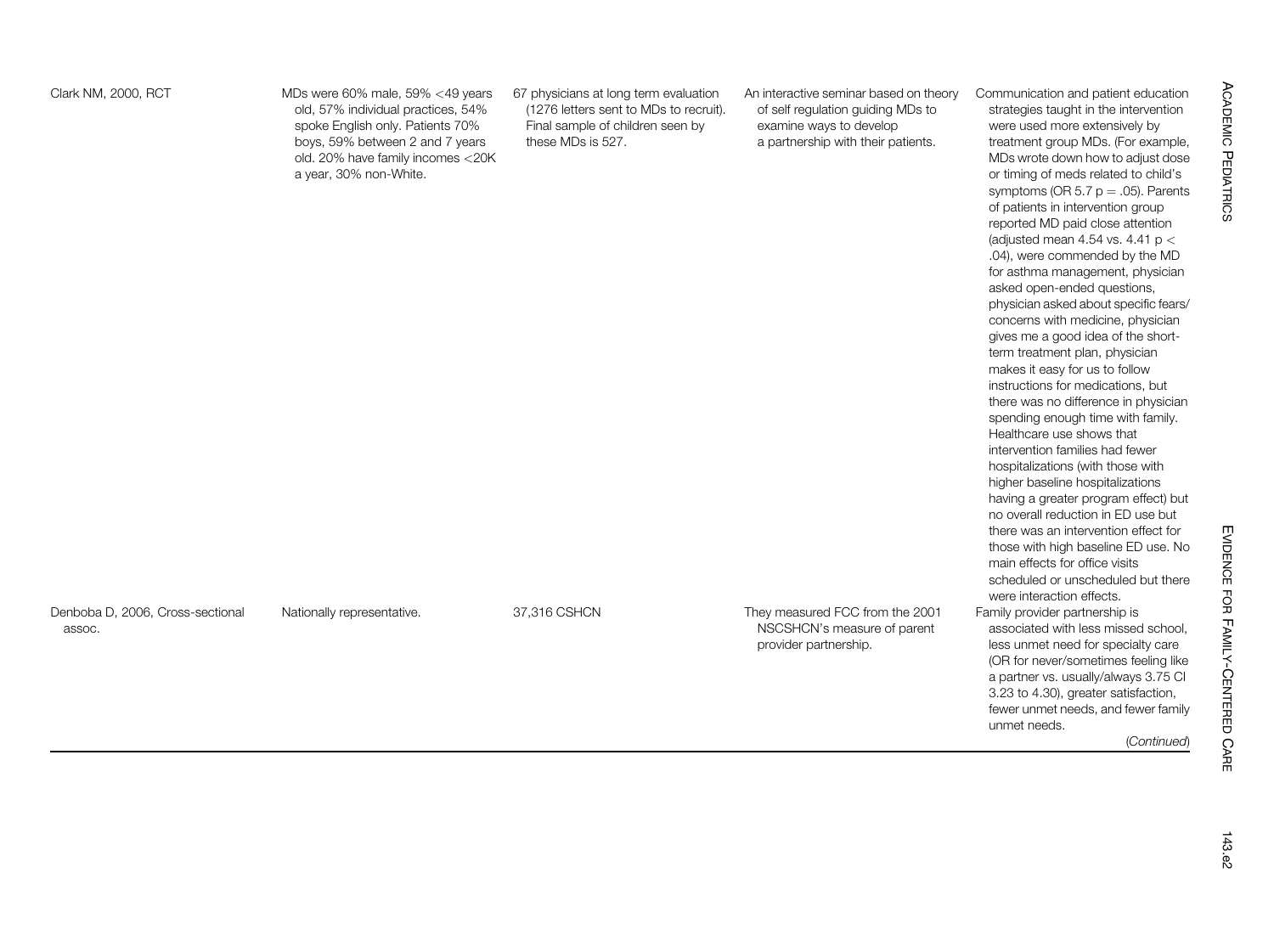| | | | | |
|---|---|---|---|---|
| Clark NM, 2000, RCT | MDs were 60% male, 59% <49 years old, 57% individual practices, 54% spoke English only. Patients 70% boys, 59% between 2 and 7 years old. 20% have family incomes <20K a year, 30% non-White. | 67 physicians at long term evaluation (1276 letters sent to MDs to recruit). Final sample of children seen by these MDs is 527. | An interactive seminar based on theory of self regulation guiding MDs to examine ways to develop a partnership with their patients. | Communication and patient education strategies taught in the intervention were used more extensively by treatment group MDs. (For example, MDs wrote down how to adjust dose or timing of meds related to child's symptoms (OR 5.7 $p = .05$). Parents of patients in intervention group reported MD paid close attention (adjusted mean 4.54 vs. 4.41 $p < .04$), were commended by the MD for asthma management, physician asked open-ended questions, physician asked about specific fears/concerns with medicine, physician gives me a good idea of the short-term treatment plan, physician makes it easy for us to follow instructions for medications, but there was no difference in physician spending enough time with family. Healthcare use shows that intervention families had fewer hospitalizations (with those with higher baseline hospitalizations having a greater program effect) but no overall reduction in ED use but there was an intervention effect for those with high baseline ED use. No main effects for office visits scheduled or unscheduled but there were interaction effects. |
| Denboba D, 2006, Cross-sectional assoc. | Nationally representative. | 37,316 CSHCN | They measured FCC from the 2001 NSCSHCN's measure of parent provider partnership. | Family provider partnership is associated with less missed school, less unmet need for specialty care (OR for never/sometimes feeling like a partner vs. usually/always 3.75 CI 3.23 to 4.30), greater satisfaction, fewer unmet needs, and fewer family unmet needs. |

(*Continued*)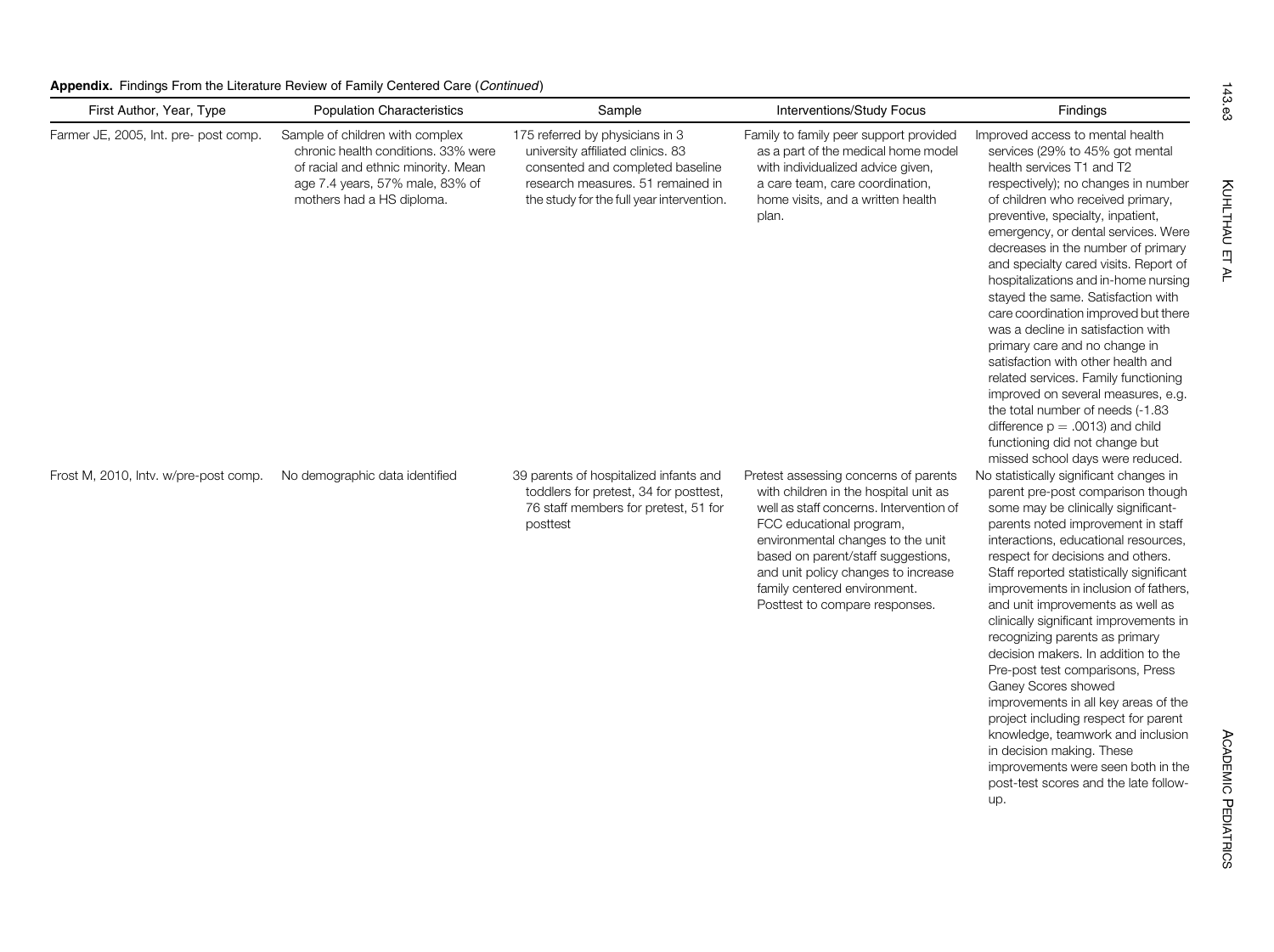**Appendix.** Findings From the Literature Review of Family Centered Care (*Continued*)

| First Author, Year, Type | Population Characteristics | Sample | Interventions/Study Focus | Findings |
| --- | --- | --- | --- | --- |
| Farmer JE, 2005, Int. pre- post comp. | Sample of children with complex chronic health conditions. 33% were of racial and ethnic minority. Mean age 7.4 years, 57% male, 83% of mothers had a HS diploma. | 175 referred by physicians in 3 university affiliated clinics. 83 consented and completed baseline research measures. 51 remained in the study for the full year intervention. | Family to family peer support provided as a part of the medical home model with individualized advice given, a care team, care coordination, home visits, and a written health plan. | Improved access to mental health services (29% to 45% got mental health services T1 and T2 respectively); no changes in number of children who received primary, preventive, specialty, inpatient, emergency, or dental services. Were decreases in the number of primary and specialty cared visits. Report of hospitalizations and in-home nursing stayed the same. Satisfaction with care coordination improved but there was a decline in satisfaction with primary care and no change in satisfaction with other health and related services. Family functioning improved on several measures, e.g. the total number of needs (-1.83 difference $p = .0013$) and child functioning did not change but missed school days were reduced. |
| Frost M, 2010, Intv. w/pre-post comp. | No demographic data identified | 39 parents of hospitalized infants and toddlers for pretest, 34 for posttest, 76 staff members for pretest, 51 for posttest | Pretest assessing concerns of parents with children in the hospital unit as well as staff concerns. Intervention of FCC educational program, environmental changes to the unit based on parent/staff suggestions, and unit policy changes to increase family centered environment. Posttest to compare responses. | No statistically significant changes in parent pre-post comparison though some may be clinically significant- parents noted improvement in staff interactions, educational resources, respect for decisions and others. Staff reported statistically significant improvements in inclusion of fathers, and unit improvements as well as clinically significant improvements in recognizing parents as primary decision makers. In addition to the Pre-post test comparisons, Press Ganey Scores showed improvements in all key areas of the project including respect for parent knowledge, teamwork and inclusion in decision making. These improvements were seen both in the post-test scores and the late follow-up. |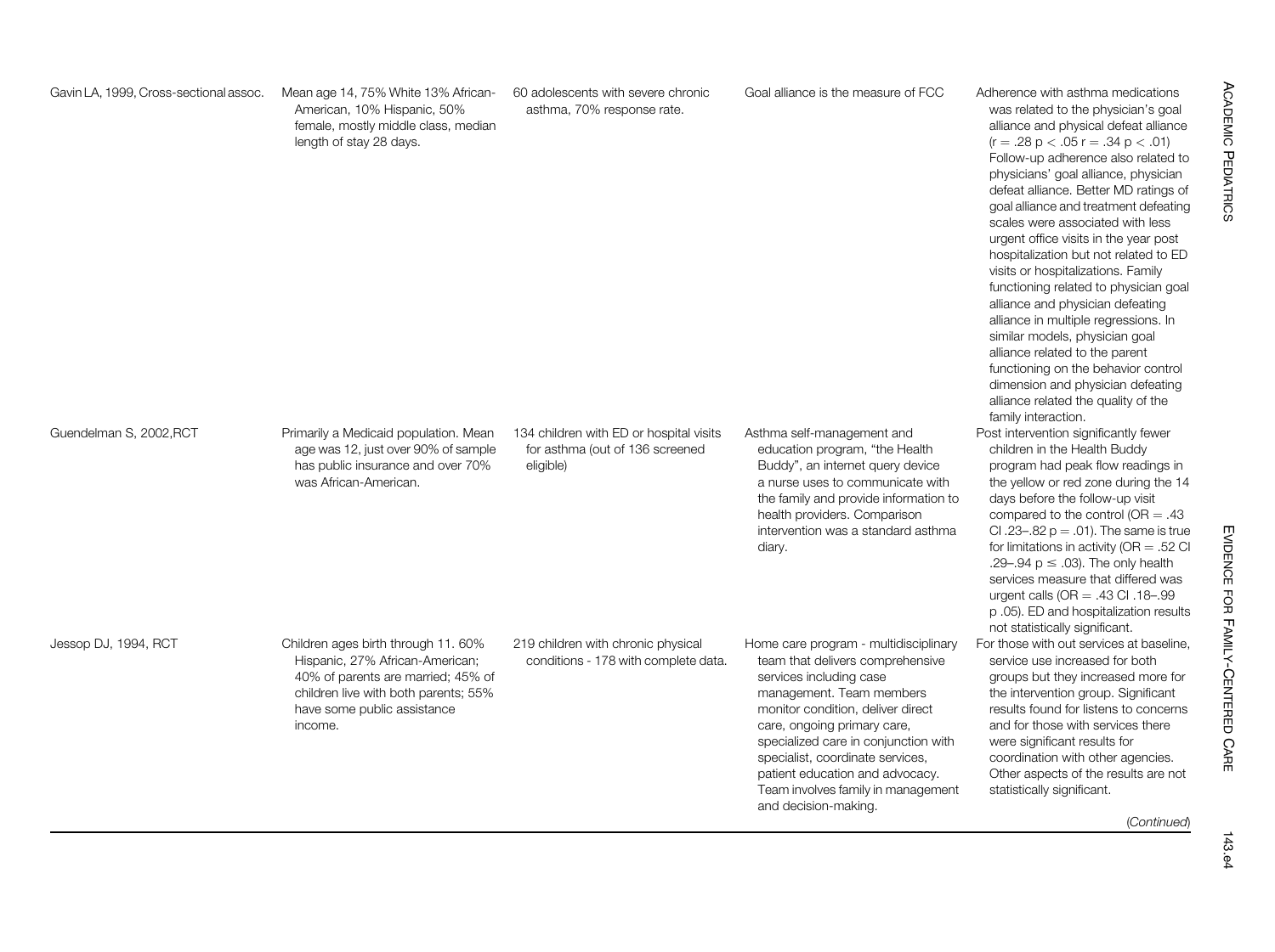| | | | | |
|---|---|---|---|---|
| Gavin LA, 1999, Cross-sectional assoc. | Mean age 14, 75% White 13% African-American, 10% Hispanic, 50% female, mostly middle class, median length of stay 28 days. | 60 adolescents with severe chronic asthma, 70% response rate. | Goal alliance is the measure of FCC | Adherence with asthma medications was related to the physician's goal alliance and physical defeat alliance ($r = .28$ $p < .05$ $r = .34$ $p < .01$) Follow-up adherence also related to physicians' goal alliance, physician defeat alliance. Better MD ratings of goal alliance and treatment defeating scales were associated with less urgent office visits in the year post hospitalization but not related to ED visits or hospitalizations. Family functioning related to physician goal alliance and physician defeating alliance in multiple regressions. In similar models, physician goal alliance related to the parent functioning on the behavior control dimension and physician defeating alliance related the quality of the family interaction. |
| Guendelman S, 2002,RCT | Primarily a Medicaid population. Mean age was 12, just over 90% of sample has public insurance and over 70% was African-American. | 134 children with ED or hospital visits for asthma (out of 136 screened eligible) | Asthma self-management and education program, "the Health Buddy", an internet query device a nurse uses to communicate with the family and provide information to health providers. Comparison intervention was a standard asthma diary. | Post intervention significantly fewer children in the Health Buddy program had peak flow readings in the yellow or red zone during the 14 days before the follow-up visit compared to the control ($OR = .43$ CI .23–.82 $p = .01$). The same is true for limitations in activity ($OR = .52$ CI .29–.94 $p \leq .03$). The only health services measure that differed was urgent calls ($OR = .43$ CI .18–.99 p .05). ED and hospitalization results not statistically significant. |
| Jessop DJ, 1994, RCT | Children ages birth through 11. 60% Hispanic, 27% African-American; 40% of parents are married; 45% of children live with both parents; 55% have some public assistance income. | 219 children with chronic physical conditions - 178 with complete data. | Home care program - multidisciplinary team that delivers comprehensive services including case management. Team members monitor condition, deliver direct care, ongoing primary care, specialized care in conjunction with specialist, coordinate services, patient education and advocacy. Team involves family in management and decision-making. | For those with out services at baseline, service use increased for both groups but they increased more for the intervention group. Significant results found for listens to concerns and for those with services there were significant results for coordination with other agencies. Other aspects of the results are not statistically significant. |

(*Continued*)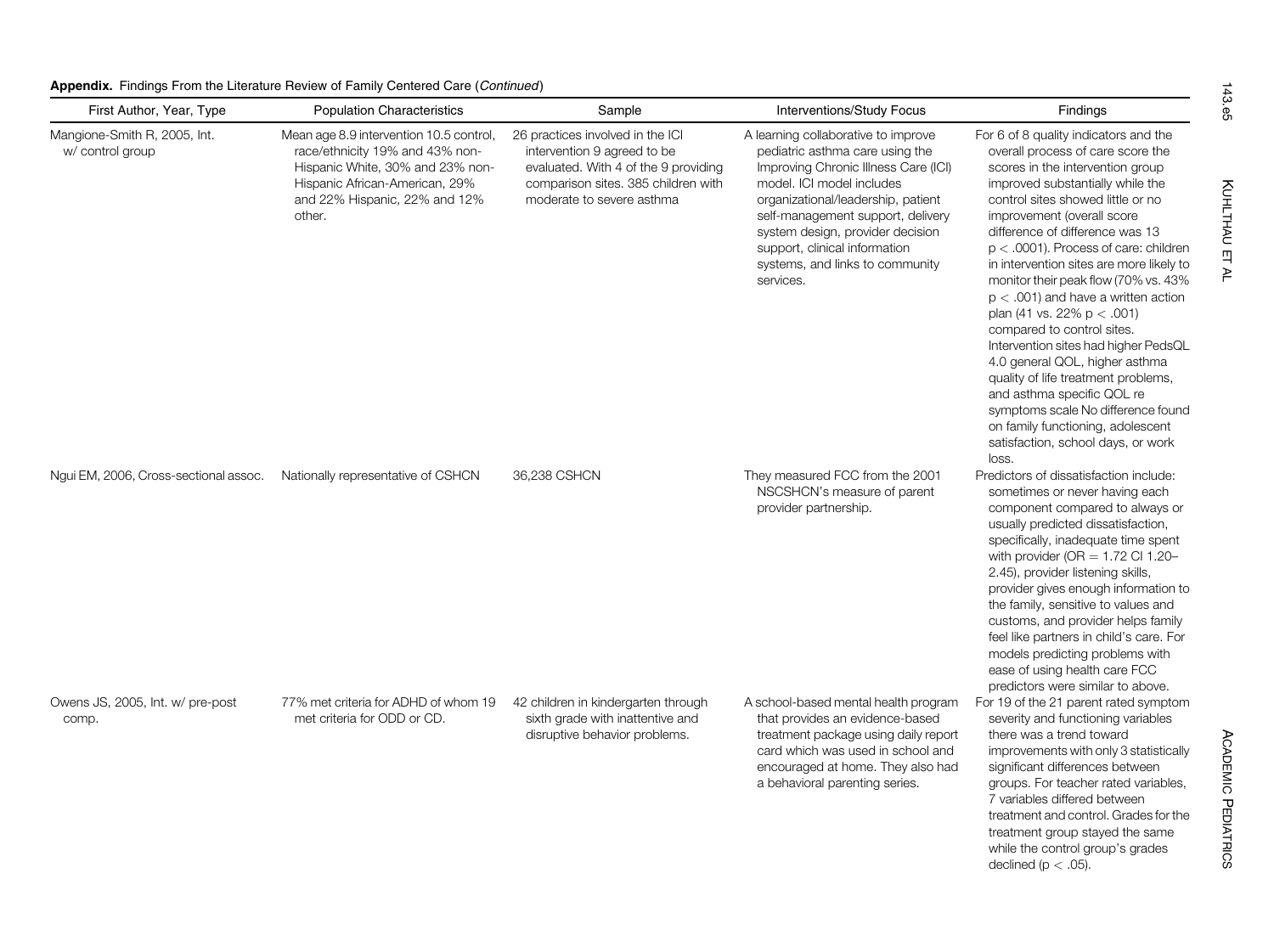**Appendix.** Findings From the Literature Review of Family Centered Care (*Continued*)

| First Author, Year, Type | Population Characteristics | Sample | Interventions/Study Focus | Findings |
|---|---|---|---|---|
| Mangione-Smith R, 2005, Int. w/ control group | Mean age 8.9 intervention 10.5 control, race/ethnicity 19% and 43% non-Hispanic White, 30% and 23% non-Hispanic African-American, 29% and 22% Hispanic, 22% and 12% other. | 26 practices involved in the ICI intervention 9 agreed to be evaluated. With 4 of the 9 providing comparison sites. 385 children with moderate to severe asthma | A learning collaborative to improve pediatric asthma care using the Improving Chronic Illness Care (ICI) model. ICI model includes organizational/leadership, patient self-management support, delivery system design, provider decision support, clinical information systems, and links to community services. | For 6 of 8 quality indicators and the overall process of care score the scores in the intervention group improved substantially while the control sites showed little or no improvement (overall score difference of difference was 13 $p < .0001$). Process of care: children in intervention sites are more likely to monitor their peak flow (70% vs. 43% $p < .001$) and have a written action plan (41 vs. 22% $p < .001$) compared to control sites. Intervention sites had higher PedsQL 4.0 general QOL, higher asthma quality of life treatment problems, and asthma specific QOL re symptoms scale No difference found on family functioning, adolescent satisfaction, school days, or work loss. |
| Ngui EM, 2006, Cross-sectional assoc. | Nationally representative of CSHCN | 36,238 CSHCN | They measured FCC from the 2001 NSCSHCN's measure of parent provider partnership. | Predictors of dissatisfaction include: sometimes or never having each component compared to always or usually predicted dissatisfaction, specifically, inadequate time spent with provider (OR = 1.72 CI 1.20–2.45), provider listening skills, provider gives enough information to the family, sensitive to values and customs, and provider helps family feel like partners in child's care. For models predicting problems with ease of using health care FCC predictors were similar to above. |
| Owens JS, 2005, Int. w/ pre-post comp. | 77% met criteria for ADHD of whom 19 met criteria for ODD or CD. | 42 children in kindergarten through sixth grade with inattentive and disruptive behavior problems. | A school-based mental health program that provides an evidence-based treatment package using daily report card which was used in school and encouraged at home. They also had a behavioral parenting series. | For 19 of the 21 parent rated symptom severity and functioning variables there was a trend toward improvements with only 3 statistically significant differences between groups. For teacher rated variables, 7 variables differed between treatment and control. Grades for the treatment group stayed the same while the control group's grades declined ($p < .05$). |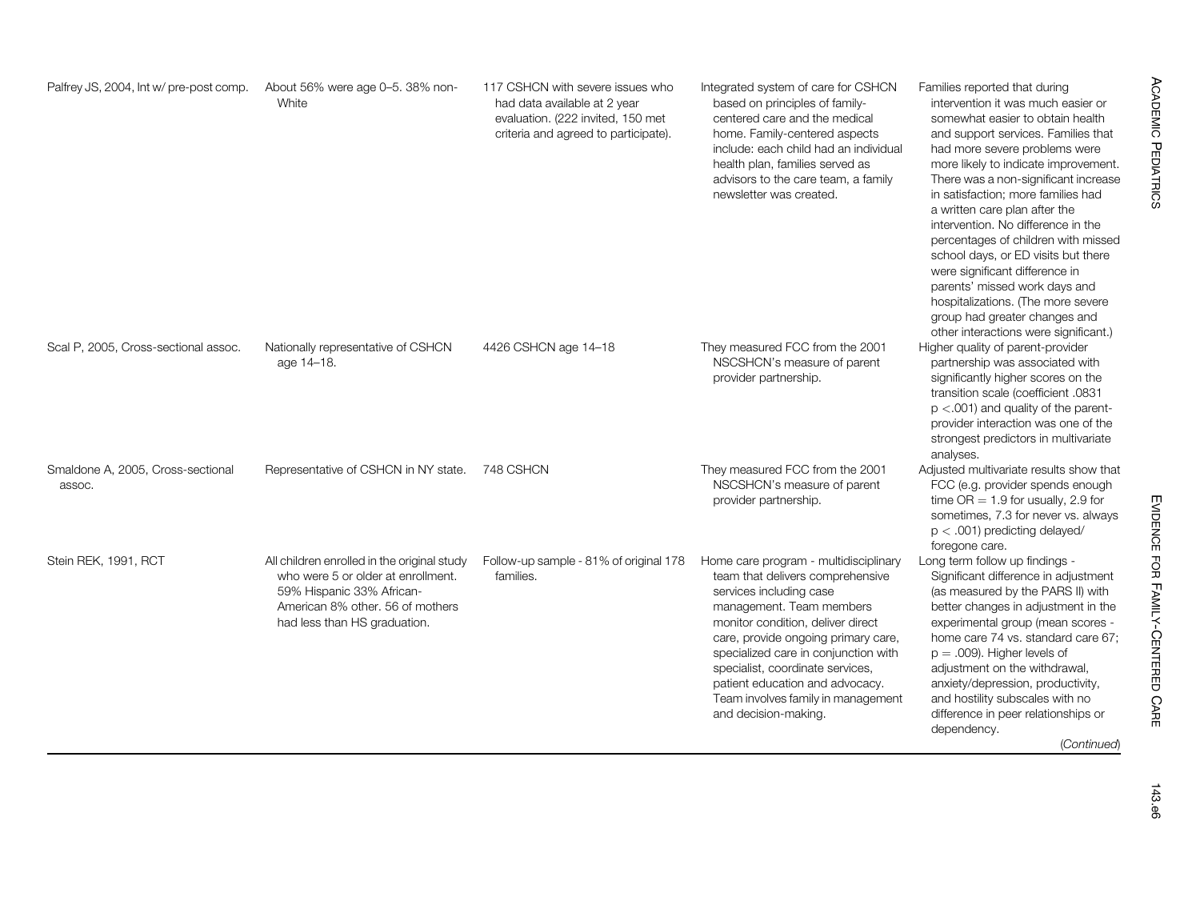| | | | | |
|---|---|---|---|---|
| Palfrey JS, 2004, Int w/ pre-post comp. | About 56% were age 0–5. 38% non-White | 117 CSHCN with severe issues who had data available at 2 year evaluation. (222 invited, 150 met criteria and agreed to participate). | Integrated system of care for CSHCN based on principles of family-centered care and the medical home. Family-centered aspects include: each child had an individual health plan, families served as advisors to the care team, a family newsletter was created. | Families reported that during intervention it was much easier or somewhat easier to obtain health and support services. Families that had more severe problems were more likely to indicate improvement. There was a non-significant increase in satisfaction; more families had a written care plan after the intervention. No difference in the percentages of children with missed school days, or ED visits but there were significant difference in parents' missed work days and hospitalizations. (The more severe group had greater changes and other interactions were significant.) |
| Scal P, 2005, Cross-sectional assoc. | Nationally representative of CSHCN age 14–18. | 4426 CSHCN age 14–18 | They measured FCC from the 2001 NSCSHCN's measure of parent provider partnership. | Higher quality of parent-provider partnership was associated with significantly higher scores on the transition scale (coefficient .0831 $p < .001$) and quality of the parent-provider interaction was one of the strongest predictors in multivariate analyses. |
| Smaldone A, 2005, Cross-sectional assoc. | Representative of CSHCN in NY state. | 748 CSHCN | They measured FCC from the 2001 NSCSHCN's measure of parent provider partnership. | Adjusted multivariate results show that FCC (e.g. provider spends enough time $OR = 1.9$ for usually, 2.9 for sometimes, 7.3 for never vs. always $p < .001$) predicting delayed/ foregone care. |
| Stein REK, 1991, RCT | All children enrolled in the original study who were 5 or older at enrollment. 59% Hispanic 33% African-American 8% other. 56 of mothers had less than HS graduation. | Follow-up sample - 81% of original 178 families. | Home care program - multidisciplinary team that delivers comprehensive services including case management. Team members monitor condition, deliver direct care, provide ongoing primary care, specialized care in conjunction with specialist, coordinate services, patient education and advocacy. Team involves family in management and decision-making. | Long term follow up findings - Significant difference in adjustment (as measured by the PARS II) with better changes in adjustment in the experimental group (mean scores - home care 74 vs. standard care 67; $p = .009$). Higher levels of adjustment on the withdrawal, anxiety/depression, productivity, and hostility subscales with no difference in peer relationships or dependency. |

(*Continued*)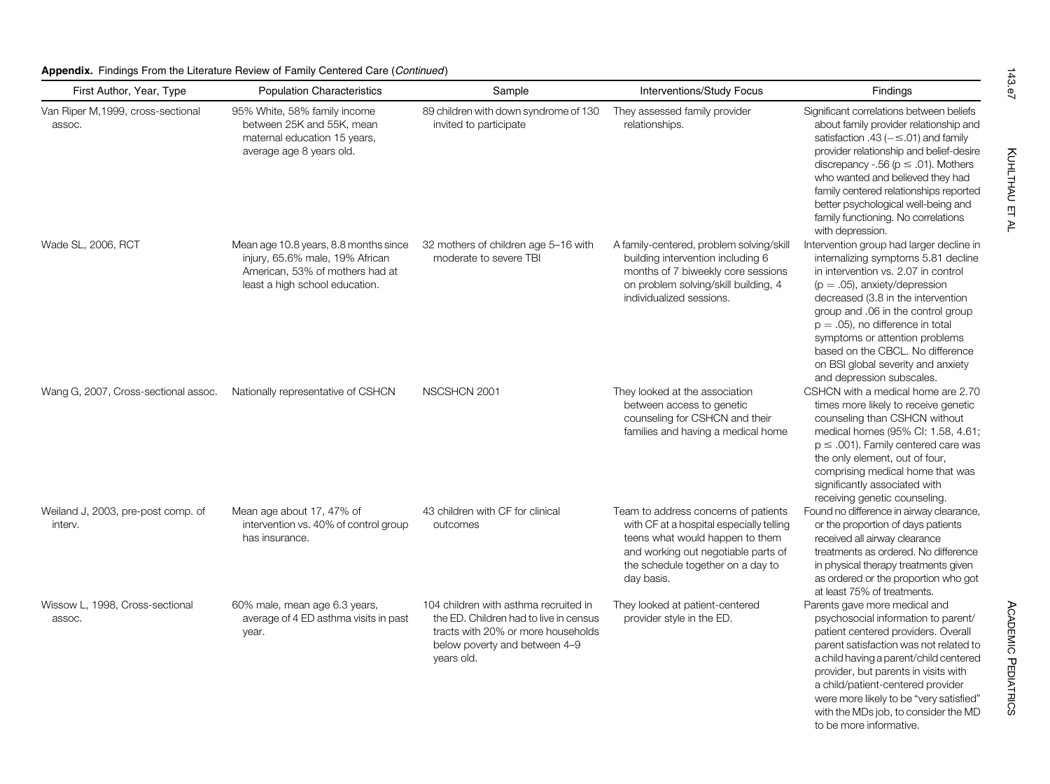**Appendix.** Findings From the Literature Review of Family Centered Care (*Continued*)

| First Author, Year, Type | Population Characteristics | Sample | Interventions/Study Focus | Findings |
|---|---|---|---|---|
| Van Riper M,1999, cross-sectional assoc. | 95% White, 58% family income between 25K and 55K, mean maternal education 15 years, average age 8 years old. | 89 children with down syndrome of 130 invited to participate | They assessed family provider relationships. | Significant correlations between beliefs about family provider relationship and satisfaction .43 (−≤.01) and family provider relationship and belief-desire discrepancy -.56 (p ≤ .01). Mothers who wanted and believed they had family centered relationships reported better psychological well-being and family functioning. No correlations with depression. |
| Wade SL, 2006, RCT | Mean age 10.8 years, 8.8 months since injury, 65.6% male, 19% African American, 53% of mothers had at least a high school education. | 32 mothers of children age 5–16 with moderate to severe TBI | A family-centered, problem solving/skill building intervention including 6 months of 7 biweekly core sessions on problem solving/skill building, 4 individualized sessions. | Intervention group had larger decline in internalizing symptoms 5.81 decline in intervention vs. 2.07 in control (p = .05), anxiety/depression decreased (3.8 in the intervention group and .06 in the control group p = .05), no difference in total symptoms or attention problems based on the CBCL. No difference on BSI global severity and anxiety and depression subscales. |
| Wang G, 2007, Cross-sectional assoc. | Nationally representative of CSHCN | NSCSHCN 2001 | They looked at the association between access to genetic counseling for CSHCN and their families and having a medical home | CSHCN with a medical home are 2.70 times more likely to receive genetic counseling than CSHCN without medical homes (95% CI: 1.58, 4.61; p ≤ .001). Family centered care was the only element, out of four, comprising medical home that was significantly associated with receiving genetic counseling. |
| Weiland J, 2003, pre-post comp. of interv. | Mean age about 17, 47% of intervention vs. 40% of control group has insurance. | 43 children with CF for clinical outcomes | Team to address concerns of patients with CF at a hospital especially telling teens what would happen to them and working out negotiable parts of the schedule together on a day to day basis. | Found no difference in airway clearance, or the proportion of days patients received all airway clearance treatments as ordered. No difference in physical therapy treatments given as ordered or the proportion who got at least 75% of treatments. |
| Wissow L, 1998, Cross-sectional assoc. | 60% male, mean age 6.3 years, average of 4 ED asthma visits in past year. | 104 children with asthma recruited in the ED. Children had to live in census tracts with 20% or more households below poverty and between 4–9 years old. | They looked at patient-centered provider style in the ED. | Parents gave more medical and psychosocial information to parent/patient centered providers. Overall parent satisfaction was not related to a child having a parent/child centered provider, but parents in visits with a child/patient-centered provider were more likely to be "very satisfied" with the MDs job, to consider the MD to be more informative. |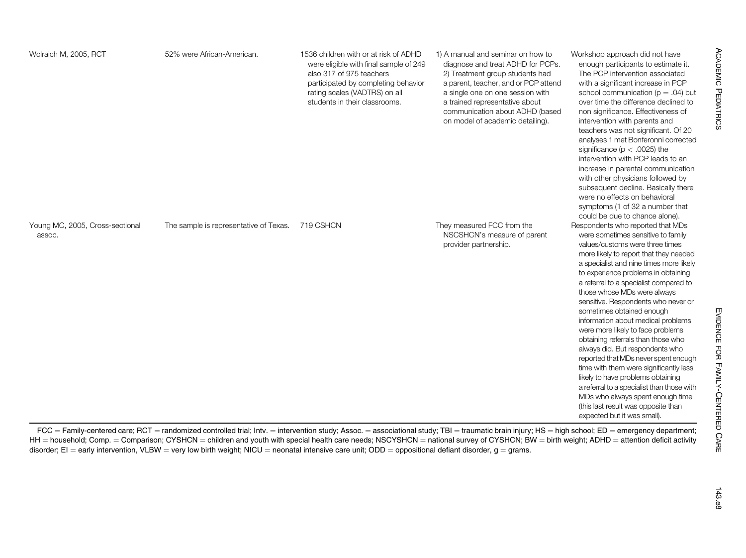| | | | | |
|---|---|---|---|---|
| Wolraich M, 2005, RCT | 52% were African-American. | 1536 children with or at risk of ADHD were eligible with final sample of 249 also 317 of 975 teachers participated by completing behavior rating scales (VADTRS) on all students in their classrooms. | 1) A manual and seminar on how to diagnose and treat ADHD for PCPs. 2) Treatment group students had a parent, teacher, and or PCP attend a single one on one session with a trained representative about communication about ADHD (based on model of academic detailing). | Workshop approach did not have enough participants to estimate it. The PCP intervention associated with a significant increase in PCP school communication ($p = .04$) but over time the difference declined to non significance. Effectiveness of intervention with parents and teachers was not significant. Of 20 analyses 1 met Bonferonni corrected significance ($p < .0025$) the intervention with PCP leads to an increase in parental communication with other physicians followed by subsequent decline. Basically there were no effects on behavioral symptoms (1 of 32 a number that could be due to chance alone). |
| Young MC, 2005, Cross-sectional assoc. | The sample is representative of Texas. | 719 CSHCN | They measured FCC from the NSCSHCN's measure of parent provider partnership. | Respondents who reported that MDs were sometimes sensitive to family values/customs were three times more likely to report that they needed a specialist and nine times more likely to experience problems in obtaining a referral to a specialist compared to those whose MDs were always sensitive. Respondents who never or sometimes obtained enough information about medical problems were more likely to face problems obtaining referrals than those who always did. But respondents who reported that MDs never spent enough time with them were significantly less likely to have problems obtaining a referral to a specialist than those with MDs who always spent enough time (this last result was opposite than expected but it was small). |

FCC = Family-centered care; RCT = randomized controlled trial; Intv. = intervention study; Assoc. = associational study; TBI = traumatic brain injury; HS = high school; ED = emergency department; HH = household; Comp. = Comparison; CYSHCN = children and youth with special health care needs; NSCYSHCN = national survey of CYSHCN; BW = birth weight; ADHD = attention deficit activity disorder; EI = early intervention, VLBW = very low birth weight; NICU = neonatal intensive care unit; ODD = oppositional defiant disorder, g = grams.